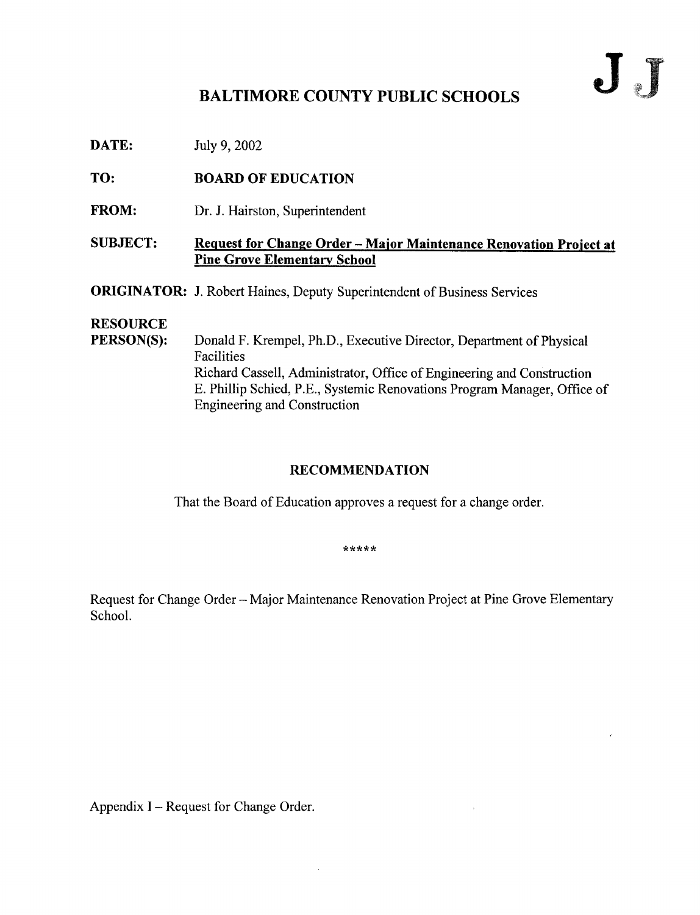J J

# BALTIMORE COUNTY PUBLIC SCHOOLS

**DATE:** July 9, 2002

**TO:** **BOARD OF EDUCATION**

**FROM:** Dr. J. Hairston, Superintendent

**SUBJECT:** **Request for Change Order – Major Maintenance Renovation Project at Pine Grove Elementary School**

**ORIGINATOR:** J. Robert Haines, Deputy Superintendent of Business Services

**RESOURCE PERSON(S):** Donald F. Krempel, Ph.D., Executive Director, Department of Physical Facilities
Richard Cassell, Administrator, Office of Engineering and Construction
E. Phillip Schied, P.E., Systemic Renovations Program Manager, Office of Engineering and Construction

## RECOMMENDATION

That the Board of Education approves a request for a change order.

*****

Request for Change Order – Major Maintenance Renovation Project at Pine Grove Elementary School.

Appendix I – Request for Change Order.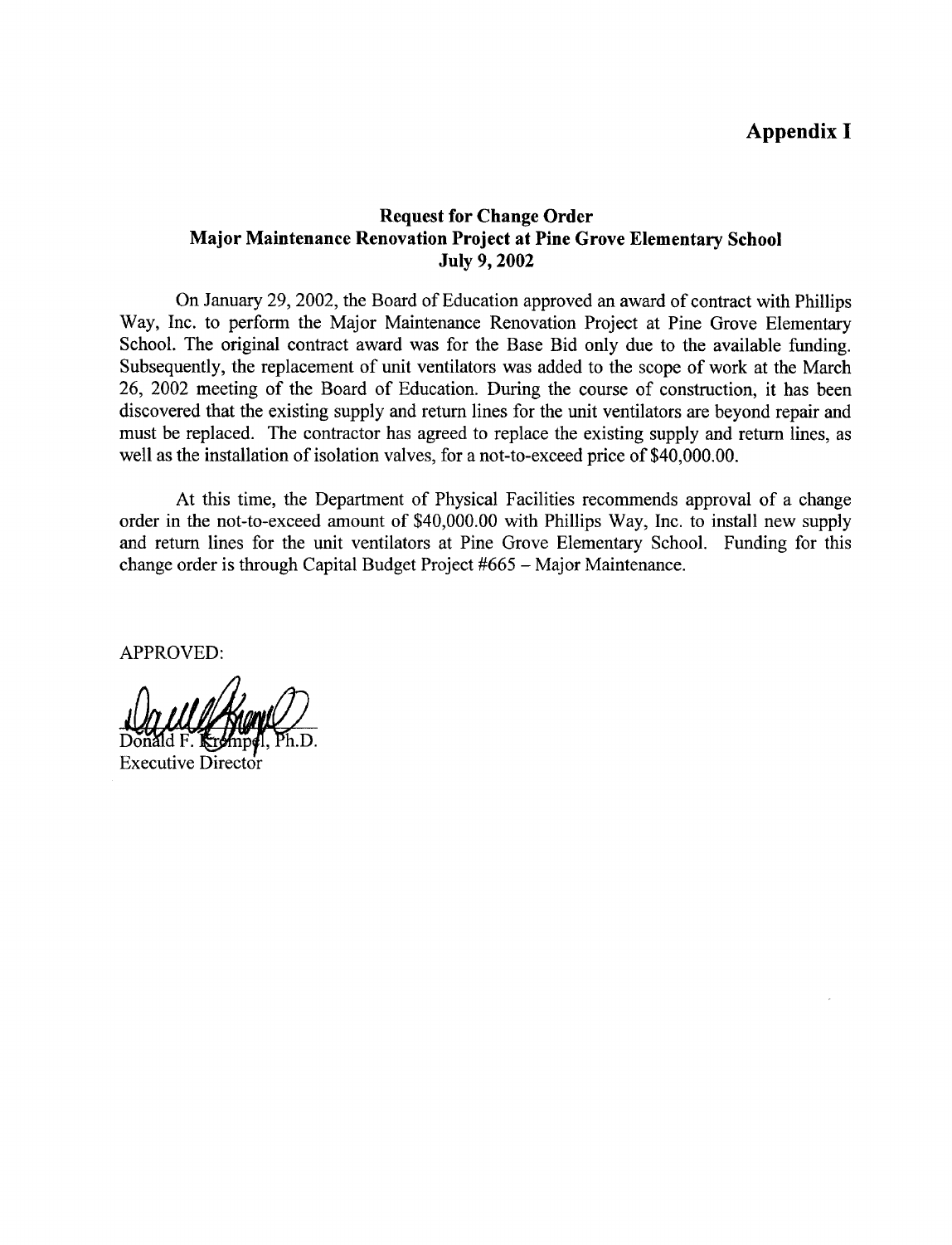# Appendix I

### Request for Change Order
### Major Maintenance Renovation Project at Pine Grove Elementary School
### July 9, 2002

On January 29, 2002, the Board of Education approved an award of contract with Phillips Way, Inc. to perform the Major Maintenance Renovation Project at Pine Grove Elementary School. The original contract award was for the Base Bid only due to the available funding. Subsequently, the replacement of unit ventilators was added to the scope of work at the March 26, 2002 meeting of the Board of Education. During the course of construction, it has been discovered that the existing supply and return lines for the unit ventilators are beyond repair and must be replaced. The contractor has agreed to replace the existing supply and return lines, as well as the installation of isolation valves, for a not-to-exceed price of $40,000.00.

At this time, the Department of Physical Facilities recommends approval of a change order in the not-to-exceed amount of $40,000.00 with Phillips Way, Inc. to install new supply and return lines for the unit ventilators at Pine Grove Elementary School. Funding for this change order is through Capital Budget Project #665 – Major Maintenance.

APPROVED:

Donald F. Krempel, Ph.D.
Executive Director